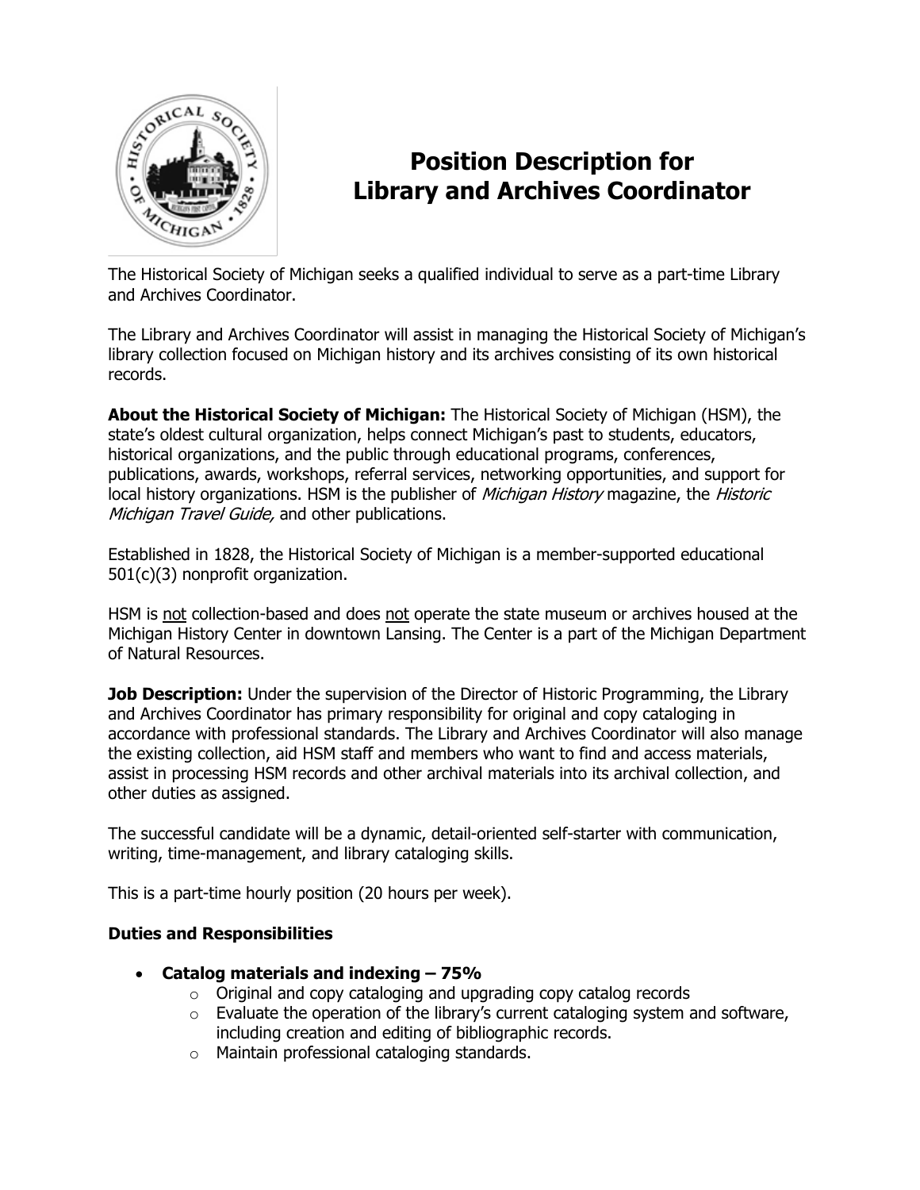# Position Description for Library and Archives Coordinator

The Historical Society of Michigan seeks a qualified individual to serve as a part-time Library and Archives Coordinator.

The Library and Archives Coordinator will assist in managing the Historical Society of Michigan's library collection focused on Michigan history and its archives consisting of its own historical records.

**About the Historical Society of Michigan:** The Historical Society of Michigan (HSM), the state's oldest cultural organization, helps connect Michigan's past to students, educators, historical organizations, and the public through educational programs, conferences, publications, awards, workshops, referral services, networking opportunities, and support for local history organizations. HSM is the publisher of *Michigan History* magazine, the *Historic Michigan Travel Guide,* and other publications.

Established in 1828, the Historical Society of Michigan is a member-supported educational 501(c)(3) nonprofit organization.

HSM is <u>not</u> collection-based and does <u>not</u> operate the state museum or archives housed at the Michigan History Center in downtown Lansing. The Center is a part of the Michigan Department of Natural Resources.

**Job Description:** Under the supervision of the Director of Historic Programming, the Library and Archives Coordinator has primary responsibility for original and copy cataloging in accordance with professional standards. The Library and Archives Coordinator will also manage the existing collection, aid HSM staff and members who want to find and access materials, assist in processing HSM records and other archival materials into its archival collection, and other duties as assigned.

The successful candidate will be a dynamic, detail-oriented self-starter with communication, writing, time-management, and library cataloging skills.

This is a part-time hourly position (20 hours per week).

**Duties and Responsibilities**

- **Catalog materials and indexing – 75%**
  - Original and copy cataloging and upgrading copy catalog records
  - Evaluate the operation of the library's current cataloging system and software, including creation and editing of bibliographic records.
  - Maintain professional cataloging standards.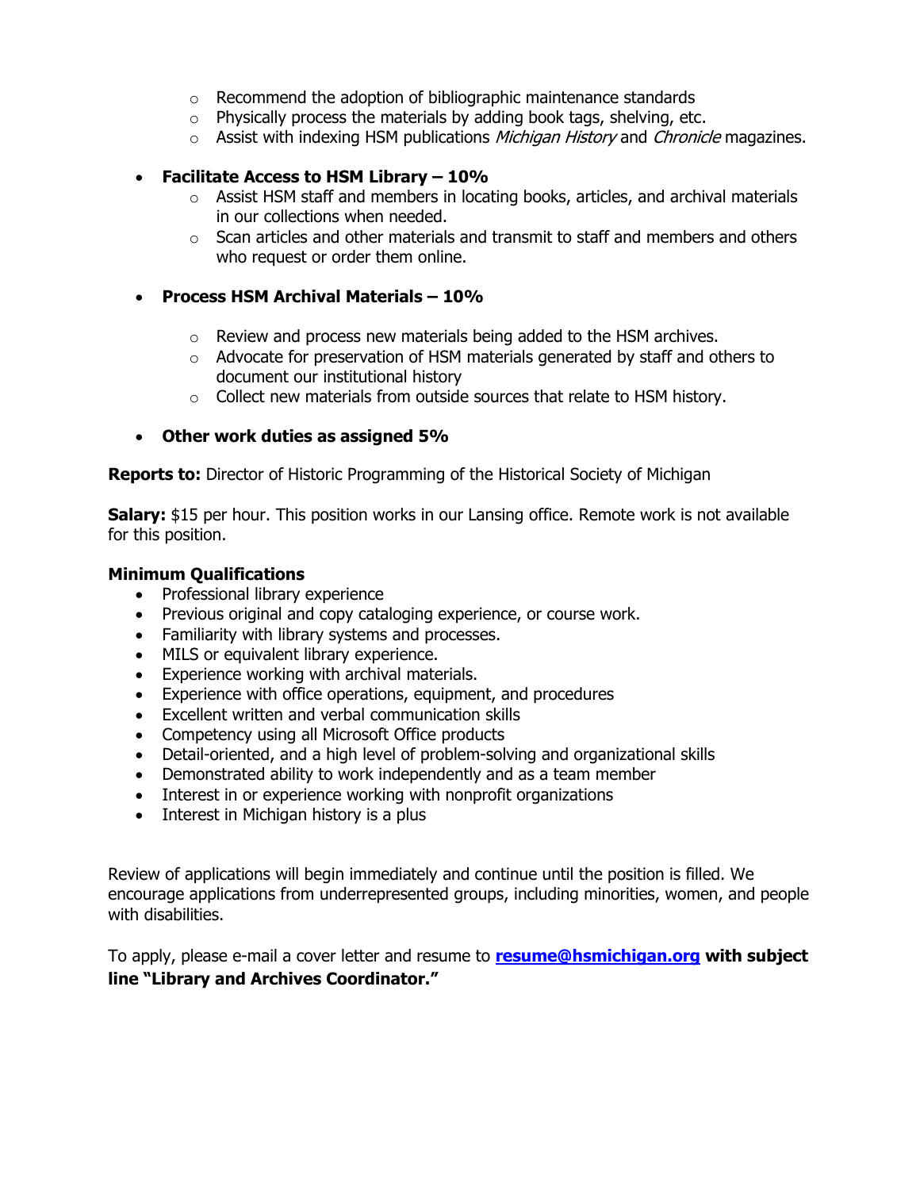- Recommend the adoption of bibliographic maintenance standards
  - Physically process the materials by adding book tags, shelving, etc.
  - Assist with indexing HSM publications *Michigan History* and *Chronicle* magazines.

- **Facilitate Access to HSM Library – 10%**
  - Assist HSM staff and members in locating books, articles, and archival materials in our collections when needed.
  - Scan articles and other materials and transmit to staff and members and others who request or order them online.

- **Process HSM Archival Materials – 10%**
  - Review and process new materials being added to the HSM archives.
  - Advocate for preservation of HSM materials generated by staff and others to document our institutional history
  - Collect new materials from outside sources that relate to HSM history.

- **Other work duties as assigned 5%**

**Reports to:** Director of Historic Programming of the Historical Society of Michigan

**Salary:** $15 per hour. This position works in our Lansing office. Remote work is not available for this position.

**Minimum Qualifications**

- Professional library experience
- Previous original and copy cataloging experience, or course work.
- Familiarity with library systems and processes.
- MILS or equivalent library experience.
- Experience working with archival materials.
- Experience with office operations, equipment, and procedures
- Excellent written and verbal communication skills
- Competency using all Microsoft Office products
- Detail-oriented, and a high level of problem-solving and organizational skills
- Demonstrated ability to work independently and as a team member
- Interest in or experience working with nonprofit organizations
- Interest in Michigan history is a plus

Review of applications will begin immediately and continue until the position is filled. We encourage applications from underrepresented groups, including minorities, women, and people with disabilities.

To apply, please e-mail a cover letter and resume to **resume@hsmichigan.org with subject line "Library and Archives Coordinator."**